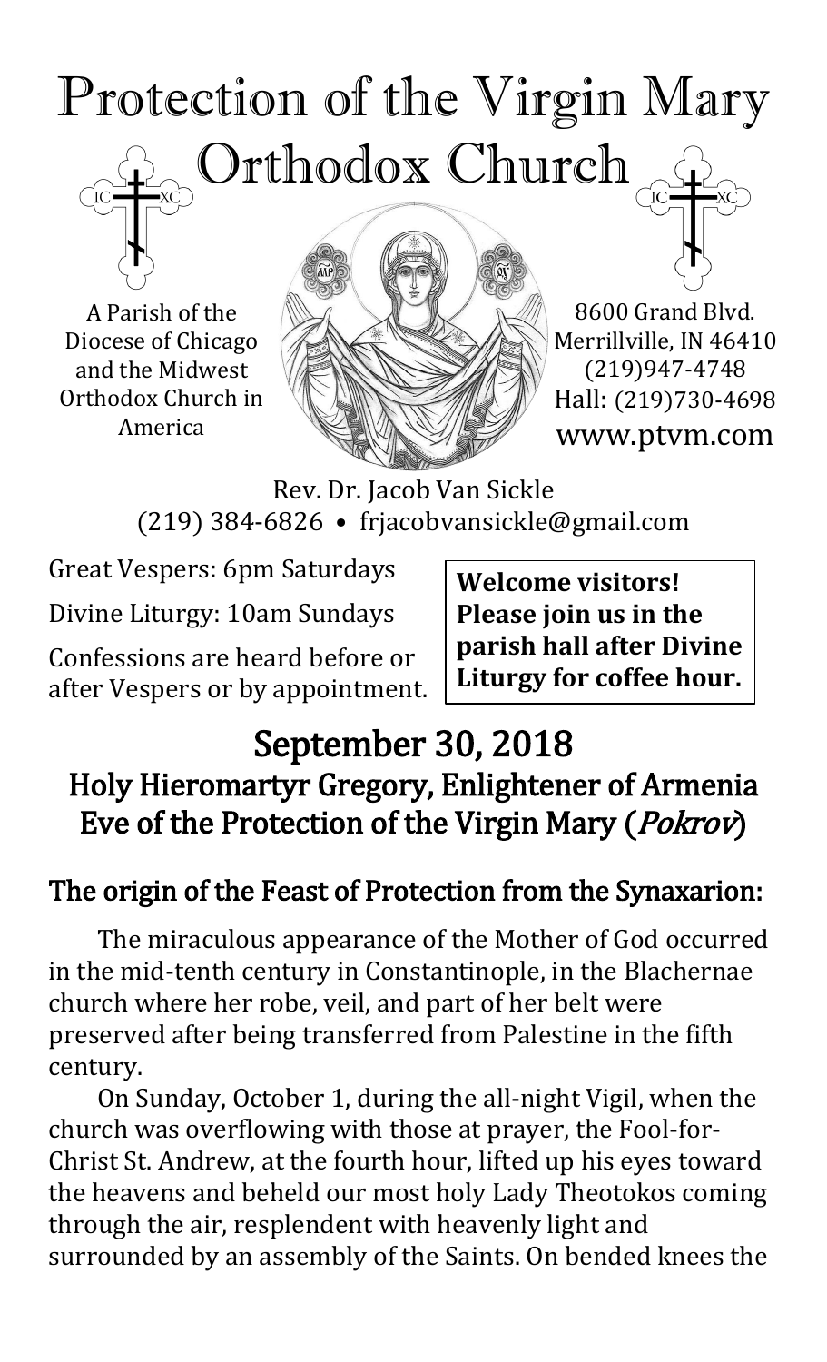# Protection of the Virgin Mary Orthodox Church

A Parish of the Diocese of Chicago and the Midwest Orthodox Church in America

8600 Grand Blvd.
Merrillville, IN 46410
(219)947-4748
Hall: (219)730-4698
www.ptvm.com

Rev. Dr. Jacob Van Sickle
(219) 384-6826 • frjacobvansickle@gmail.com

Great Vespers: 6pm Saturdays

Divine Liturgy: 10am Sundays

Confessions are heard before or after Vespers or by appointment.

**Welcome visitors! Please join us in the parish hall after Divine Liturgy for coffee hour.**

## September 30, 2018
## Holy Hieromartyr Gregory, Enlightener of Armenia
## Eve of the Protection of the Virgin Mary (*Pokrov*)

### The origin of the Feast of Protection from the Synaxarion:

The miraculous appearance of the Mother of God occurred in the mid-tenth century in Constantinople, in the Blachernae church where her robe, veil, and part of her belt were preserved after being transferred from Palestine in the fifth century.

On Sunday, October 1, during the all-night Vigil, when the church was overflowing with those at prayer, the Fool-for-Christ St. Andrew, at the fourth hour, lifted up his eyes toward the heavens and beheld our most holy Lady Theotokos coming through the air, resplendent with heavenly light and surrounded by an assembly of the Saints. On bended knees the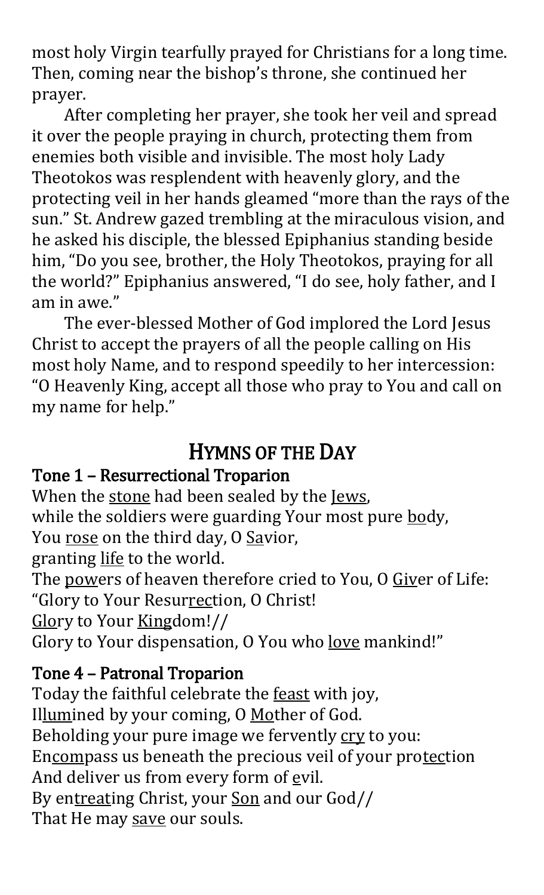most holy Virgin tearfully prayed for Christians for a long time. Then, coming near the bishop's throne, she continued her prayer.

After completing her prayer, she took her veil and spread it over the people praying in church, protecting them from enemies both visible and invisible. The most holy Lady Theotokos was resplendent with heavenly glory, and the protecting veil in her hands gleamed "more than the rays of the sun." St. Andrew gazed trembling at the miraculous vision, and he asked his disciple, the blessed Epiphanius standing beside him, "Do you see, brother, the Holy Theotokos, praying for all the world?" Epiphanius answered, "I do see, holy father, and I am in awe."

The ever-blessed Mother of God implored the Lord Jesus Christ to accept the prayers of all the people calling on His most holy Name, and to respond speedily to her intercession: "O Heavenly King, accept all those who pray to You and call on my name for help."

## HYMNS OF THE DAY

### Tone 1 – Resurrectional Troparion

When the <u>stone</u> had been sealed by the <u>Jews</u>,
while the soldiers were guarding Your most pure <u>bo</u>dy,
You <u>rose</u> on the third day, O <u>Sa</u>vior,
granting <u>life</u> to the world.
The <u>pow</u>ers of heaven therefore cried to You, O <u>Giv</u>er of Life:
"Glory to Your Resur<u>rec</u>tion, O Christ!
<u>Glo</u>ry to Your <u>King</u>dom!//
Glory to Your dispensation, O You who <u>love</u> mankind!"

### Tone 4 – Patronal Troparion

Today the faithful celebrate the <u>feast</u> with joy,
Il<u>lum</u>ined by your coming, O <u>Mo</u>ther of God.
Beholding your pure image we fervently <u>cry</u> to you:
En<u>com</u>pass us beneath the precious veil of your pro<u>tec</u>tion
And deliver us from every form of <u>e</u>vil.
By en<u>treat</u>ing Christ, your <u>Son</u> and our God//
That He may <u>save</u> our souls.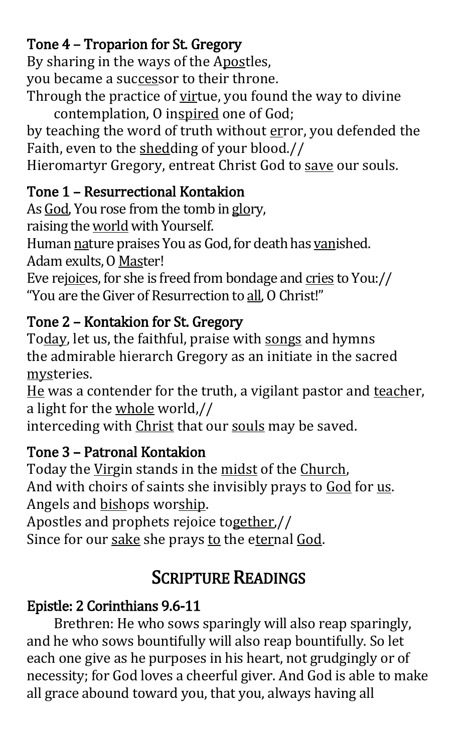### Tone 4 – Troparion for St. Gregory

By sharing in the ways of the Apostles,
you became a successor to their throne.
Through the practice of virtue, you found the way to divine contemplation, O inspired one of God;
by teaching the word of truth without error, you defended the Faith, even to the shedding of your blood.//
Hieromartyr Gregory, entreat Christ God to save our souls.

### Tone 1 – Resurrectional Kontakion

As God, You rose from the tomb in glory,
raising the world with Yourself.
Human nature praises You as God, for death has vanished.
Adam exults, O Master!
Eve rejoices, for she is freed from bondage and cries to You://
"You are the Giver of Resurrection to all, O Christ!"

### Tone 2 – Kontakion for St. Gregory

Today, let us, the faithful, praise with songs and hymns
the admirable hierarch Gregory as an initiate in the sacred mysteries.
He was a contender for the truth, a vigilant pastor and teacher, a light for the whole world,//
interceding with Christ that our souls may be saved.

### Tone 3 – Patronal Kontakion

Today the Virgin stands in the midst of the Church,
And with choirs of saints she invisibly prays to God for us.
Angels and bishops worship.
Apostles and prophets rejoice together,//
Since for our sake she prays to the eternal God.

## Scripture Readings

### Epistle: 2 Corinthians 9.6-11

Brethren: He who sows sparingly will also reap sparingly, and he who sows bountifully will also reap bountifully. So let each one give as he purposes in his heart, not grudgingly or of necessity; for God loves a cheerful giver. And God is able to make all grace abound toward you, that you, always having all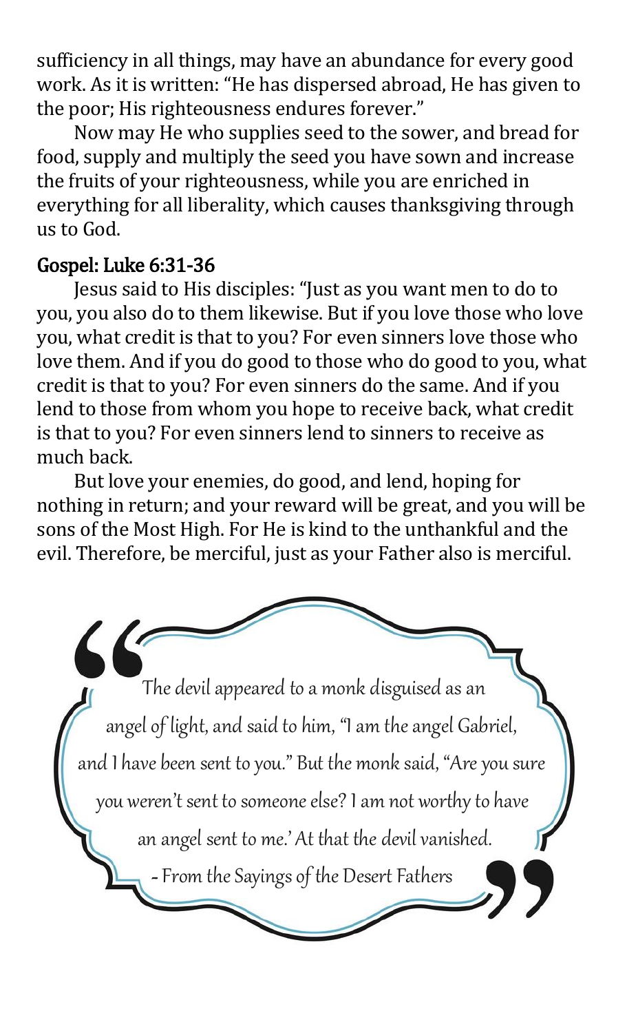sufficiency in all things, may have an abundance for every good work. As it is written: "He has dispersed abroad, He has given to the poor; His righteousness endures forever."

Now may He who supplies seed to the sower, and bread for food, supply and multiply the seed you have sown and increase the fruits of your righteousness, while you are enriched in everything for all liberality, which causes thanksgiving through us to God.

## Gospel: Luke 6:31-36

Jesus said to His disciples: "Just as you want men to do to you, you also do to them likewise. But if you love those who love you, what credit is that to you? For even sinners love those who love them. And if you do good to those who do good to you, what credit is that to you? For even sinners do the same. And if you lend to those from whom you hope to receive back, what credit is that to you? For even sinners lend to sinners to receive as much back.

But love your enemies, do good, and lend, hoping for nothing in return; and your reward will be great, and you will be sons of the Most High. For He is kind to the unthankful and the evil. Therefore, be merciful, just as your Father also is merciful.

> The devil appeared to a monk disguised as an angel of light, and said to him, "I am the angel Gabriel, and I have been sent to you." But the monk said, "Are you sure you weren't sent to someone else? I am not worthy to have an angel sent to me.' At that the devil vanished.
>
> - From the Sayings of the Desert Fathers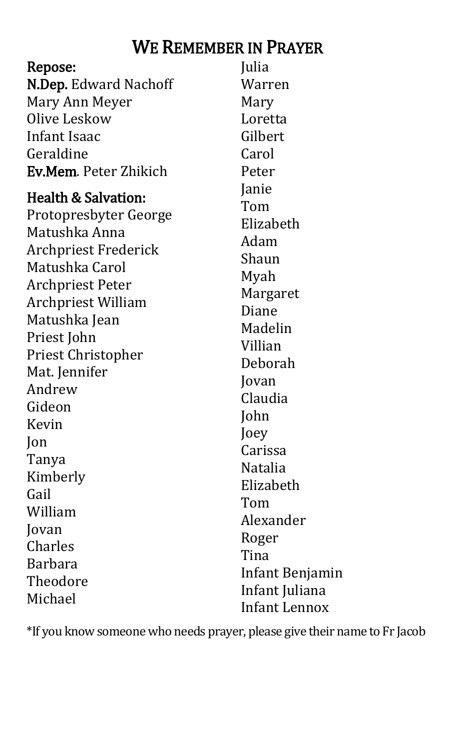# We Remember in Prayer

**Repose:**

**N.Dep.** Edward Nachoff
Mary Ann Meyer
Olive Leskow
Infant Isaac
Geraldine
**Ev.Mem**. Peter Zhikich

**Health & Salvation:**

Protopresbyter George
Matushka Anna
Archpriest Frederick
Matushka Carol
Archpriest Peter
Archpriest William
Matushka Jean
Priest John
Priest Christopher
Mat. Jennifer
Andrew
Gideon
Kevin
Jon
Tanya
Kimberly
Gail
William
Jovan
Charles
Barbara
Theodore
Michael
Julia
Warren
Mary
Loretta
Gilbert
Carol
Peter
Janie
Tom
Elizabeth
Adam
Shaun
Myah
Margaret
Diane
Madelin
Villian
Deborah
Jovan
Claudia
John
Joey
Carissa
Natalia
Elizabeth
Tom
Alexander
Roger
Tina
Infant Benjamin
Infant Juliana
Infant Lennox

*If you know someone who needs prayer, please give their name to Fr Jacob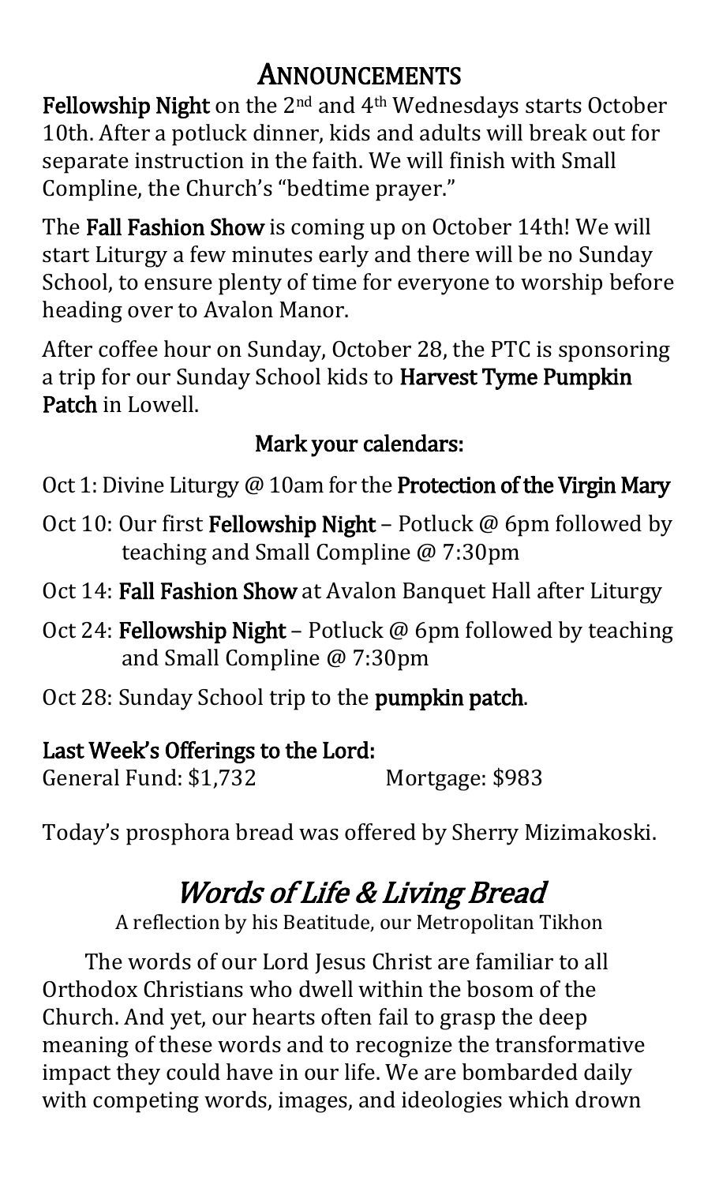# Announcements

**Fellowship Night** on the 2nd and 4th Wednesdays starts October 10th. After a potluck dinner, kids and adults will break out for separate instruction in the faith. We will finish with Small Compline, the Church's "bedtime prayer."

The **Fall Fashion Show** is coming up on October 14th! We will start Liturgy a few minutes early and there will be no Sunday School, to ensure plenty of time for everyone to worship before heading over to Avalon Manor.

After coffee hour on Sunday, October 28, the PTC is sponsoring a trip for our Sunday School kids to **Harvest Tyme Pumpkin Patch** in Lowell.

### Mark your calendars:

Oct 1: Divine Liturgy @ 10am for the **Protection of the Virgin Mary**

Oct 10: Our first **Fellowship Night** – Potluck @ 6pm followed by teaching and Small Compline @ 7:30pm

Oct 14: **Fall Fashion Show** at Avalon Banquet Hall after Liturgy

Oct 24: **Fellowship Night** – Potluck @ 6pm followed by teaching and Small Compline @ 7:30pm

Oct 28: Sunday School trip to the **pumpkin patch**.

**Last Week's Offerings to the Lord:**
General Fund: $1,732 Mortgage: $983

Today's prosphora bread was offered by Sherry Mizimakoski.

## *Words of Life & Living Bread*

A reflection by his Beatitude, our Metropolitan Tikhon

The words of our Lord Jesus Christ are familiar to all Orthodox Christians who dwell within the bosom of the Church. And yet, our hearts often fail to grasp the deep meaning of these words and to recognize the transformative impact they could have in our life. We are bombarded daily with competing words, images, and ideologies which drown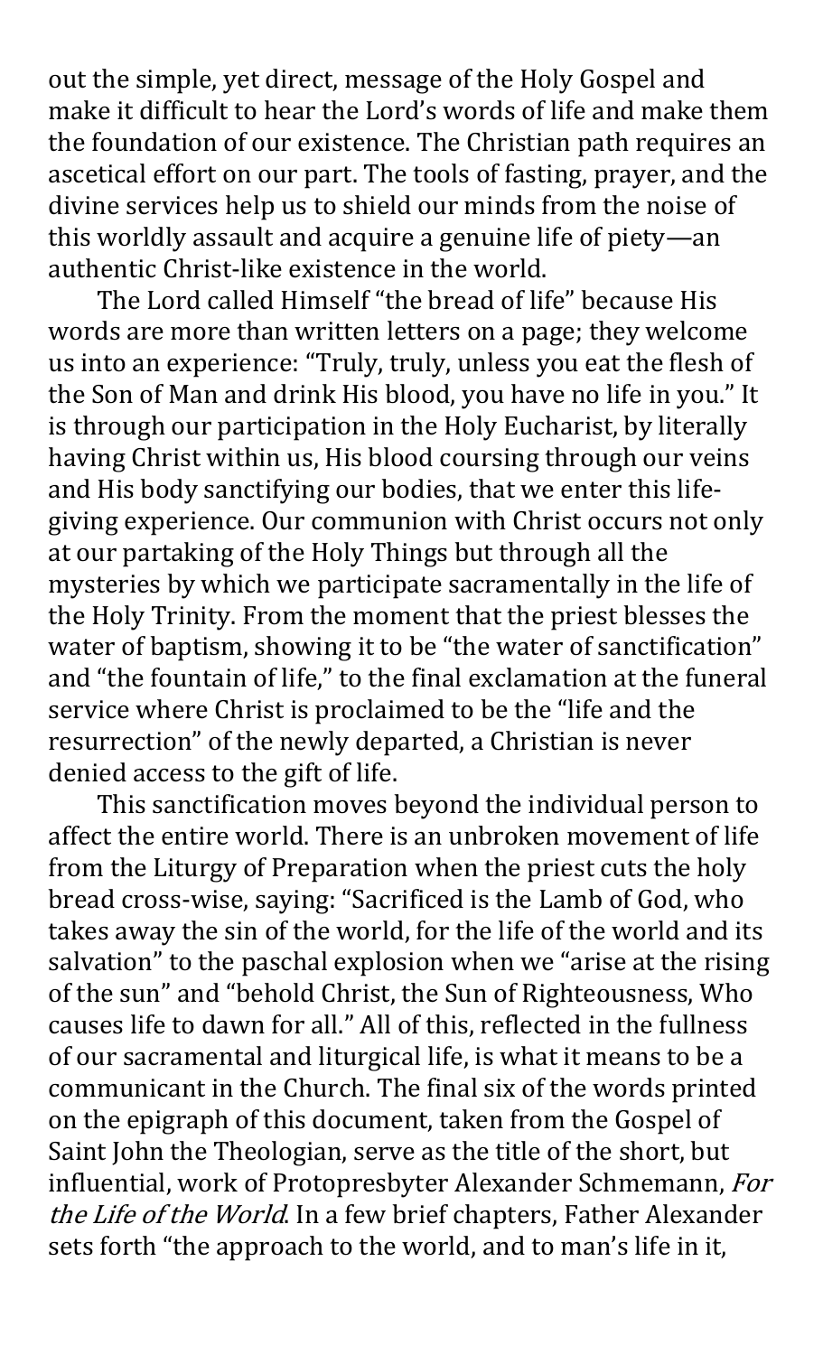out the simple, yet direct, message of the Holy Gospel and make it difficult to hear the Lord's words of life and make them the foundation of our existence. The Christian path requires an ascetical effort on our part. The tools of fasting, prayer, and the divine services help us to shield our minds from the noise of this worldly assault and acquire a genuine life of piety—an authentic Christ-like existence in the world.

The Lord called Himself "the bread of life" because His words are more than written letters on a page; they welcome us into an experience: "Truly, truly, unless you eat the flesh of the Son of Man and drink His blood, you have no life in you." It is through our participation in the Holy Eucharist, by literally having Christ within us, His blood coursing through our veins and His body sanctifying our bodies, that we enter this life-giving experience. Our communion with Christ occurs not only at our partaking of the Holy Things but through all the mysteries by which we participate sacramentally in the life of the Holy Trinity. From the moment that the priest blesses the water of baptism, showing it to be "the water of sanctification" and "the fountain of life," to the final exclamation at the funeral service where Christ is proclaimed to be the "life and the resurrection" of the newly departed, a Christian is never denied access to the gift of life.

This sanctification moves beyond the individual person to affect the entire world. There is an unbroken movement of life from the Liturgy of Preparation when the priest cuts the holy bread cross-wise, saying: "Sacrificed is the Lamb of God, who takes away the sin of the world, for the life of the world and its salvation" to the paschal explosion when we "arise at the rising of the sun" and "behold Christ, the Sun of Righteousness, Who causes life to dawn for all." All of this, reflected in the fullness of our sacramental and liturgical life, is what it means to be a communicant in the Church. The final six of the words printed on the epigraph of this document, taken from the Gospel of Saint John the Theologian, serve as the title of the short, but influential, work of Protopresbyter Alexander Schmemann, *For the Life of the World*. In a few brief chapters, Father Alexander sets forth "the approach to the world, and to man's life in it,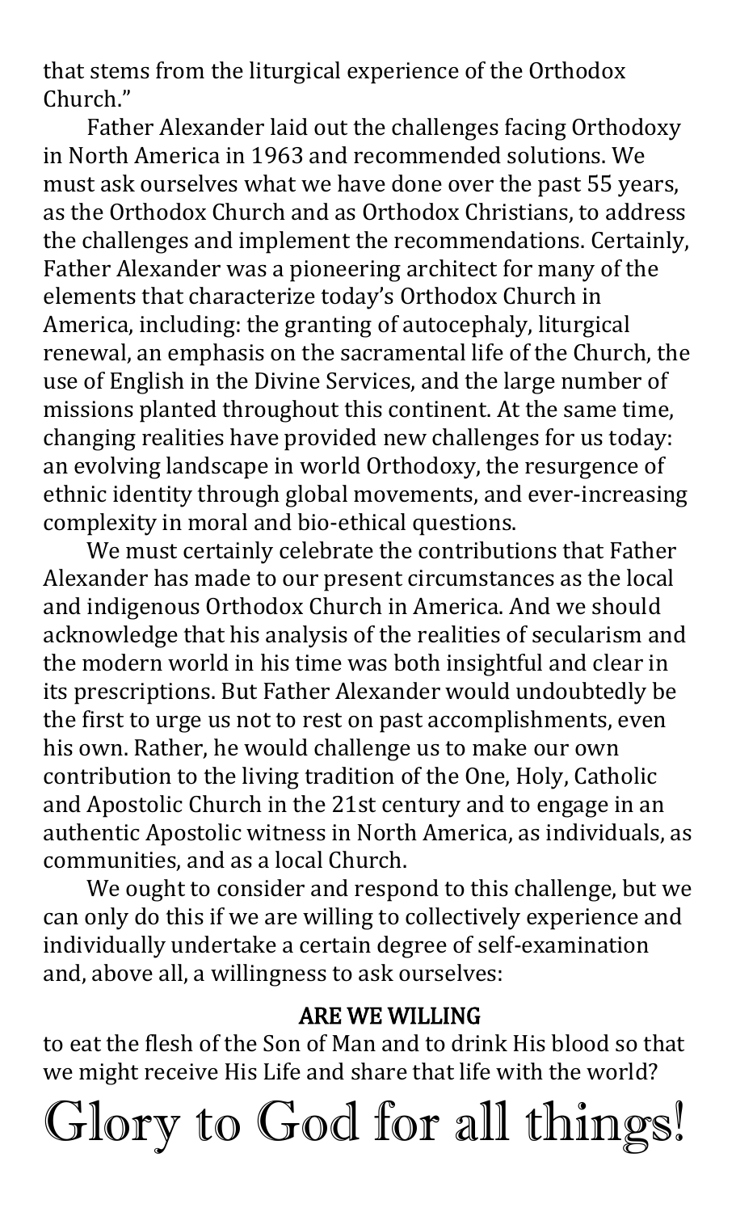that stems from the liturgical experience of the Orthodox Church."

Father Alexander laid out the challenges facing Orthodoxy in North America in 1963 and recommended solutions. We must ask ourselves what we have done over the past 55 years, as the Orthodox Church and as Orthodox Christians, to address the challenges and implement the recommendations. Certainly, Father Alexander was a pioneering architect for many of the elements that characterize today's Orthodox Church in America, including: the granting of autocephaly, liturgical renewal, an emphasis on the sacramental life of the Church, the use of English in the Divine Services, and the large number of missions planted throughout this continent. At the same time, changing realities have provided new challenges for us today: an evolving landscape in world Orthodoxy, the resurgence of ethnic identity through global movements, and ever-increasing complexity in moral and bio-ethical questions.

We must certainly celebrate the contributions that Father Alexander has made to our present circumstances as the local and indigenous Orthodox Church in America. And we should acknowledge that his analysis of the realities of secularism and the modern world in his time was both insightful and clear in its prescriptions. But Father Alexander would undoubtedly be the first to urge us not to rest on past accomplishments, even his own. Rather, he would challenge us to make our own contribution to the living tradition of the One, Holy, Catholic and Apostolic Church in the 21st century and to engage in an authentic Apostolic witness in North America, as individuals, as communities, and as a local Church.

We ought to consider and respond to this challenge, but we can only do this if we are willing to collectively experience and individually undertake a certain degree of self-examination and, above all, a willingness to ask ourselves:

**ARE WE WILLING**

to eat the flesh of the Son of Man and to drink His blood so that we might receive His Life and share that life with the world?

# Glory to God for all things!